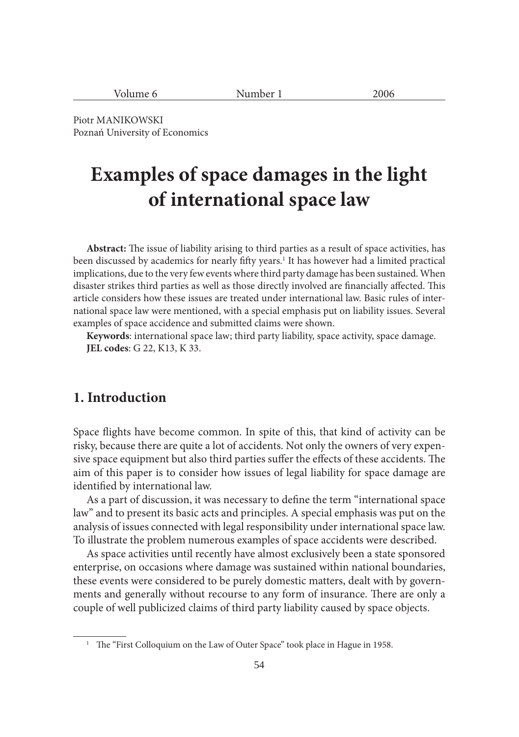Piotr MANIKOWSKI
Poznań University of Economics

# Examples of space damages in the light of international space law

**Abstract:** The issue of liability arising to third parties as a result of space activities, has been discussed by academics for nearly fifty years.[1] It has however had a limited practical implications, due to the very few events where third party damage has been sustained. When disaster strikes third parties as well as those directly involved are financially affected. This article considers how these issues are treated under international law. Basic rules of international space law were mentioned, with a special emphasis put on liability issues. Several examples of space accidence and submitted claims were shown.

**Keywords**: international space law; third party liability, space activity, space damage.
**JEL codes**: G 22, K13, K 33.

## 1. Introduction

Space flights have become common. In spite of this, that kind of activity can be risky, because there are quite a lot of accidents. Not only the owners of very expensive space equipment but also third parties suffer the effects of these accidents. The aim of this paper is to consider how issues of legal liability for space damage are identified by international law.

As a part of discussion, it was necessary to define the term "international space law" and to present its basic acts and principles. A special emphasis was put on the analysis of issues connected with legal responsibility under international space law. To illustrate the problem numerous examples of space accidents were described.

As space activities until recently have almost exclusively been a state sponsored enterprise, on occasions where damage was sustained within national boundaries, these events were considered to be purely domestic matters, dealt with by governments and generally without recourse to any form of insurance. There are only a couple of well publicized claims of third party liability caused by space objects.

[1] The "First Colloquium on the Law of Outer Space" took place in Hague in 1958.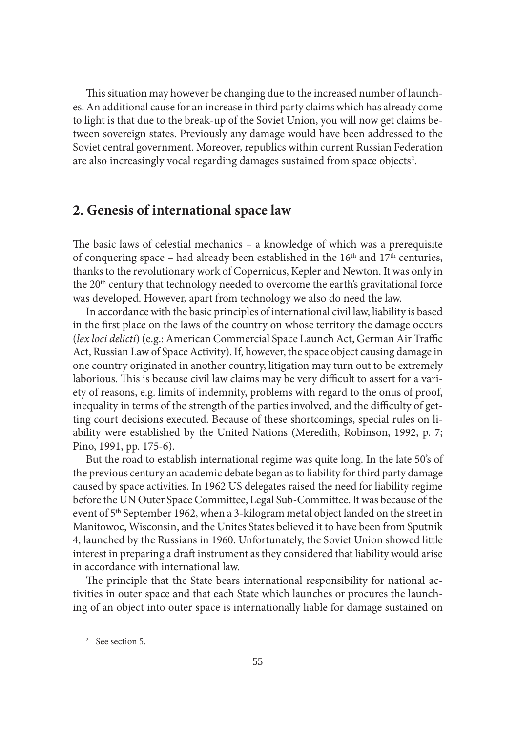This situation may however be changing due to the increased number of launches. An additional cause for an increase in third party claims which has already come to light is that due to the break-up of the Soviet Union, you will now get claims between sovereign states. Previously any damage would have been addressed to the Soviet central government. Moreover, republics within current Russian Federation are also increasingly vocal regarding damages sustained from space objects[2].

## 2. Genesis of international space law

The basic laws of celestial mechanics – a knowledge of which was a prerequisite of conquering space – had already been established in the 16th and 17th centuries, thanks to the revolutionary work of Copernicus, Kepler and Newton. It was only in the 20th century that technology needed to overcome the earth's gravitational force was developed. However, apart from technology we also do need the law.

In accordance with the basic principles of international civil law, liability is based in the first place on the laws of the country on whose territory the damage occurs (*lex loci delicti*) (e.g.: American Commercial Space Launch Act, German Air Traffic Act, Russian Law of Space Activity). If, however, the space object causing damage in one country originated in another country, litigation may turn out to be extremely laborious. This is because civil law claims may be very difficult to assert for a variety of reasons, e.g. limits of indemnity, problems with regard to the onus of proof, inequality in terms of the strength of the parties involved, and the difficulty of getting court decisions executed. Because of these shortcomings, special rules on liability were established by the United Nations (Meredith, Robinson, 1992, p. 7; Pino, 1991, pp. 175-6).

But the road to establish international regime was quite long. In the late 50's of the previous century an academic debate began as to liability for third party damage caused by space activities. In 1962 US delegates raised the need for liability regime before the UN Outer Space Committee, Legal Sub-Committee. It was because of the event of 5th September 1962, when a 3-kilogram metal object landed on the street in Manitowoc, Wisconsin, and the Unites States believed it to have been from Sputnik 4, launched by the Russians in 1960. Unfortunately, the Soviet Union showed little interest in preparing a draft instrument as they considered that liability would arise in accordance with international law.

The principle that the State bears international responsibility for national activities in outer space and that each State which launches or procures the launching of an object into outer space is internationally liable for damage sustained on

[2] See section 5.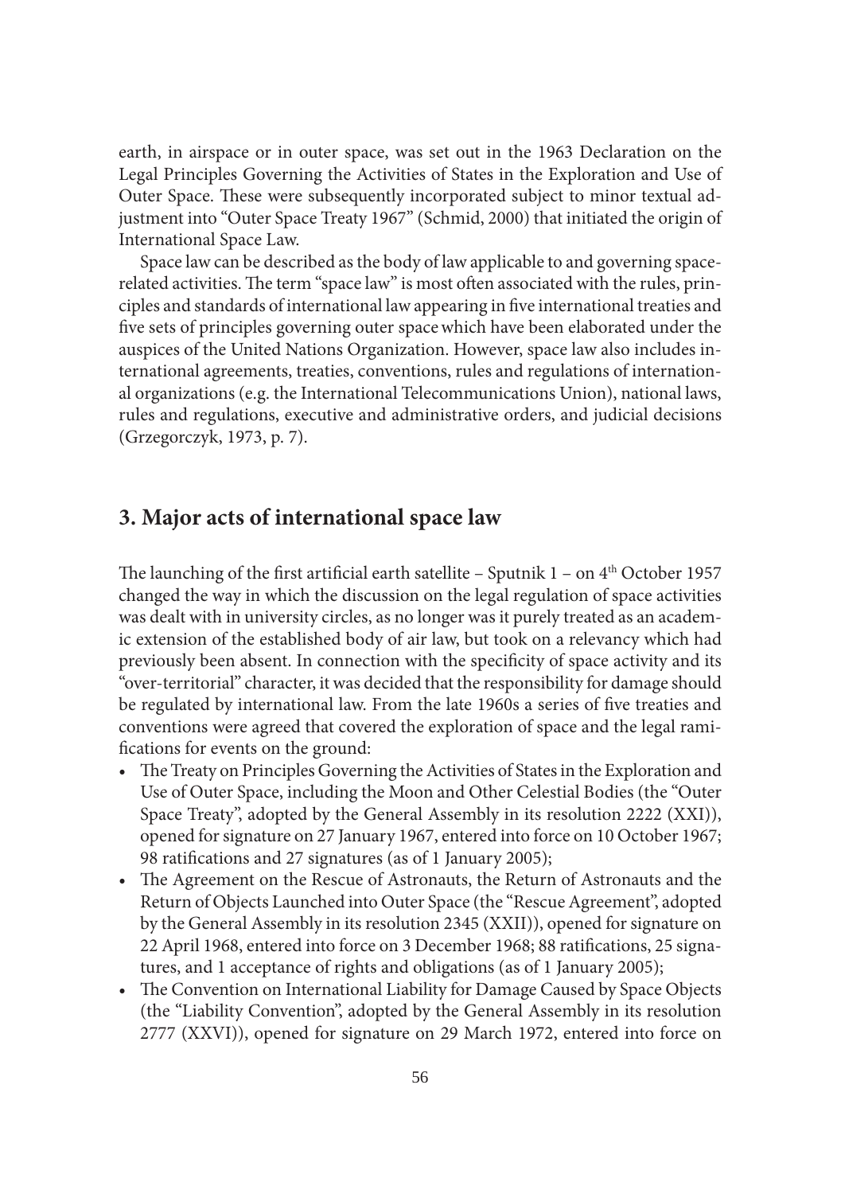earth, in airspace or in outer space, was set out in the 1963 Declaration on the Legal Principles Governing the Activities of States in the Exploration and Use of Outer Space. These were subsequently incorporated subject to minor textual adjustment into "Outer Space Treaty 1967" (Schmid, 2000) that initiated the origin of International Space Law.

Space law can be described as the body of law applicable to and governing space-related activities. The term "space law" is most often associated with the rules, principles and standards of international law appearing in five international treaties and five sets of principles governing outer space which have been elaborated under the auspices of the United Nations Organization. However, space law also includes international agreements, treaties, conventions, rules and regulations of international organizations (e.g. the International Telecommunications Union), national laws, rules and regulations, executive and administrative orders, and judicial decisions (Grzegorczyk, 1973, p. 7).

## 3. Major acts of international space law

The launching of the first artificial earth satellite – Sputnik 1 – on 4th October 1957 changed the way in which the discussion on the legal regulation of space activities was dealt with in university circles, as no longer was it purely treated as an academic extension of the established body of air law, but took on a relevancy which had previously been absent. In connection with the specificity of space activity and its "over-territorial" character, it was decided that the responsibility for damage should be regulated by international law. From the late 1960s a series of five treaties and conventions were agreed that covered the exploration of space and the legal ramifications for events on the ground:

- The Treaty on Principles Governing the Activities of States in the Exploration and Use of Outer Space, including the Moon and Other Celestial Bodies (the "Outer Space Treaty", adopted by the General Assembly in its resolution 2222 (XXI)), opened for signature on 27 January 1967, entered into force on 10 October 1967; 98 ratifications and 27 signatures (as of 1 January 2005);
- The Agreement on the Rescue of Astronauts, the Return of Astronauts and the Return of Objects Launched into Outer Space (the "Rescue Agreement", adopted by the General Assembly in its resolution 2345 (XXII)), opened for signature on 22 April 1968, entered into force on 3 December 1968; 88 ratifications, 25 signatures, and 1 acceptance of rights and obligations (as of 1 January 2005);
- The Convention on International Liability for Damage Caused by Space Objects (the "Liability Convention", adopted by the General Assembly in its resolution 2777 (XXVI)), opened for signature on 29 March 1972, entered into force on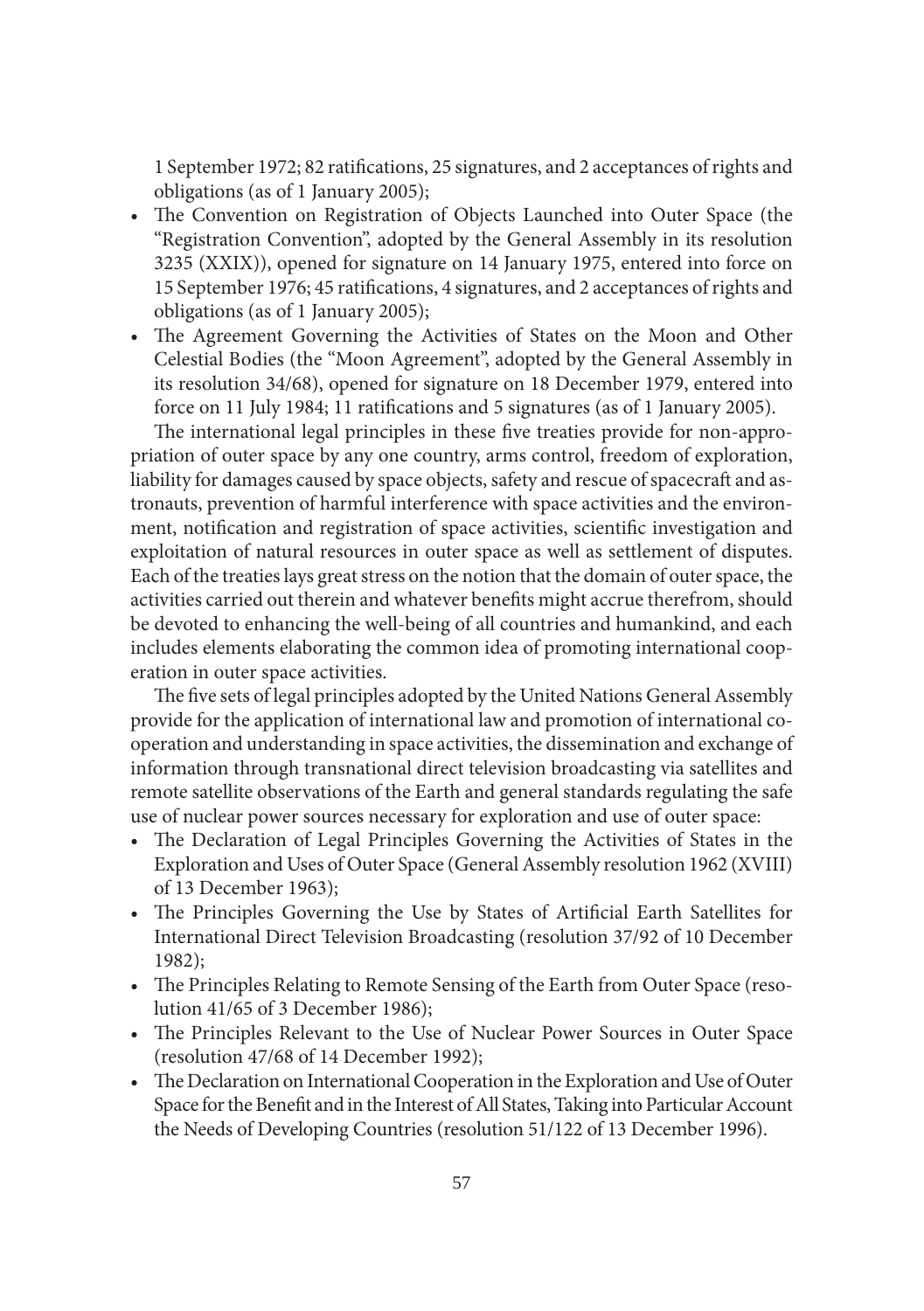1 September 1972; 82 ratifications, 25 signatures, and 2 acceptances of rights and obligations (as of 1 January 2005);

- The Convention on Registration of Objects Launched into Outer Space (the "Registration Convention", adopted by the General Assembly in its resolution 3235 (XXIX)), opened for signature on 14 January 1975, entered into force on 15 September 1976; 45 ratifications, 4 signatures, and 2 acceptances of rights and obligations (as of 1 January 2005);
- The Agreement Governing the Activities of States on the Moon and Other Celestial Bodies (the "Moon Agreement", adopted by the General Assembly in its resolution 34/68), opened for signature on 18 December 1979, entered into force on 11 July 1984; 11 ratifications and 5 signatures (as of 1 January 2005).

The international legal principles in these five treaties provide for non-appropriation of outer space by any one country, arms control, freedom of exploration, liability for damages caused by space objects, safety and rescue of spacecraft and astronauts, prevention of harmful interference with space activities and the environment, notification and registration of space activities, scientific investigation and exploitation of natural resources in outer space as well as settlement of disputes. Each of the treaties lays great stress on the notion that the domain of outer space, the activities carried out therein and whatever benefits might accrue therefrom, should be devoted to enhancing the well-being of all countries and humankind, and each includes elements elaborating the common idea of promoting international cooperation in outer space activities.

The five sets of legal principles adopted by the United Nations General Assembly provide for the application of international law and promotion of international cooperation and understanding in space activities, the dissemination and exchange of information through transnational direct television broadcasting via satellites and remote satellite observations of the Earth and general standards regulating the safe use of nuclear power sources necessary for exploration and use of outer space:

- The Declaration of Legal Principles Governing the Activities of States in the Exploration and Uses of Outer Space (General Assembly resolution 1962 (XVIII) of 13 December 1963);
- The Principles Governing the Use by States of Artificial Earth Satellites for International Direct Television Broadcasting (resolution 37/92 of 10 December 1982);
- The Principles Relating to Remote Sensing of the Earth from Outer Space (resolution 41/65 of 3 December 1986);
- The Principles Relevant to the Use of Nuclear Power Sources in Outer Space (resolution 47/68 of 14 December 1992);
- The Declaration on International Cooperation in the Exploration and Use of Outer Space for the Benefit and in the Interest of All States, Taking into Particular Account the Needs of Developing Countries (resolution 51/122 of 13 December 1996).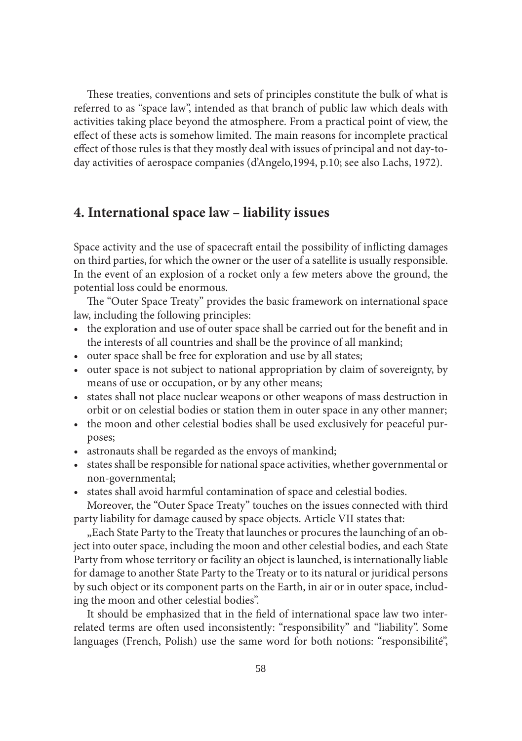These treaties, conventions and sets of principles constitute the bulk of what is referred to as "space law", intended as that branch of public law which deals with activities taking place beyond the atmosphere. From a practical point of view, the effect of these acts is somehow limited. The main reasons for incomplete practical effect of those rules is that they mostly deal with issues of principal and not day-to-day activities of aerospace companies (d'Angelo,1994, p.10; see also Lachs, 1972).

## 4. International space law – liability issues

Space activity and the use of spacecraft entail the possibility of inflicting damages on third parties, for which the owner or the user of a satellite is usually responsible. In the event of an explosion of a rocket only a few meters above the ground, the potential loss could be enormous.

The "Outer Space Treaty" provides the basic framework on international space law, including the following principles:

- the exploration and use of outer space shall be carried out for the benefit and in the interests of all countries and shall be the province of all mankind;
- outer space shall be free for exploration and use by all states;
- outer space is not subject to national appropriation by claim of sovereignty, by means of use or occupation, or by any other means;
- states shall not place nuclear weapons or other weapons of mass destruction in orbit or on celestial bodies or station them in outer space in any other manner;
- the moon and other celestial bodies shall be used exclusively for peaceful purposes;
- astronauts shall be regarded as the envoys of mankind;
- states shall be responsible for national space activities, whether governmental or non-governmental;
- states shall avoid harmful contamination of space and celestial bodies.

Moreover, the "Outer Space Treaty" touches on the issues connected with third party liability for damage caused by space objects. Article VII states that:

„Each State Party to the Treaty that launches or procures the launching of an object into outer space, including the moon and other celestial bodies, and each State Party from whose territory or facility an object is launched, is internationally liable for damage to another State Party to the Treaty or to its natural or juridical persons by such object or its component parts on the Earth, in air or in outer space, including the moon and other celestial bodies".

It should be emphasized that in the field of international space law two interrelated terms are often used inconsistently: "responsibility" and "liability". Some languages (French, Polish) use the same word for both notions: "responsibilité",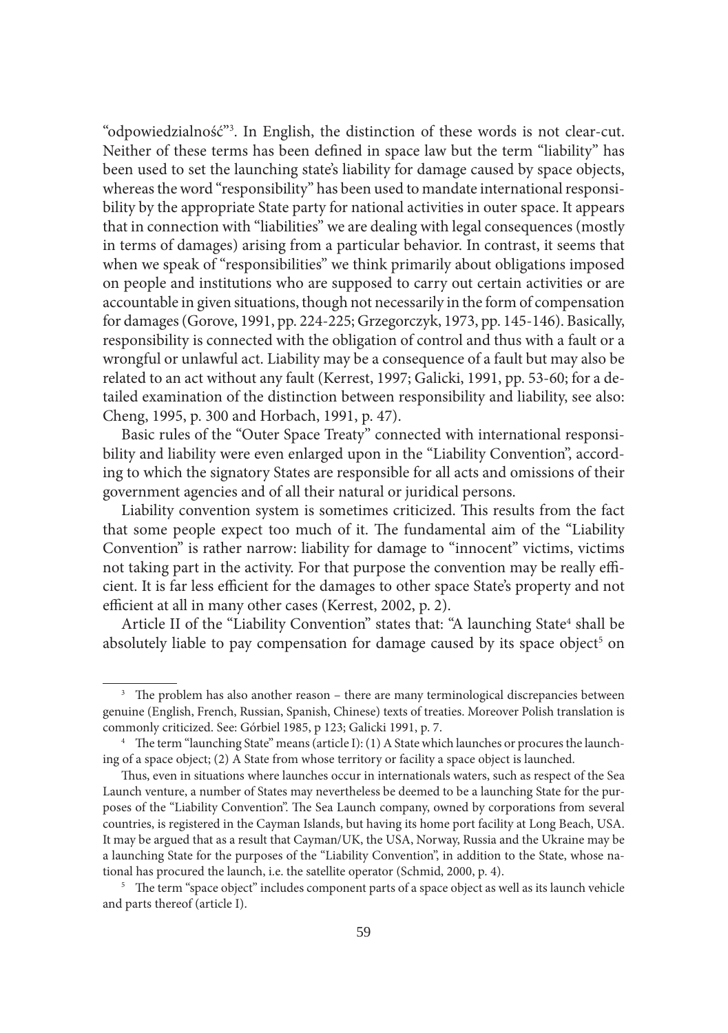"odpowiedzialność"[3]. In English, the distinction of these words is not clear-cut. Neither of these terms has been defined in space law but the term "liability" has been used to set the launching state's liability for damage caused by space objects, whereas the word "responsibility" has been used to mandate international responsibility by the appropriate State party for national activities in outer space. It appears that in connection with "liabilities" we are dealing with legal consequences (mostly in terms of damages) arising from a particular behavior. In contrast, it seems that when we speak of "responsibilities" we think primarily about obligations imposed on people and institutions who are supposed to carry out certain activities or are accountable in given situations, though not necessarily in the form of compensation for damages (Gorove, 1991, pp. 224-225; Grzegorczyk, 1973, pp. 145-146). Basically, responsibility is connected with the obligation of control and thus with a fault or a wrongful or unlawful act. Liability may be a consequence of a fault but may also be related to an act without any fault (Kerrest, 1997; Galicki, 1991, pp. 53-60; for a detailed examination of the distinction between responsibility and liability, see also: Cheng, 1995, p. 300 and Horbach, 1991, p. 47).

Basic rules of the "Outer Space Treaty" connected with international responsibility and liability were even enlarged upon in the "Liability Convention", according to which the signatory States are responsible for all acts and omissions of their government agencies and of all their natural or juridical persons.

Liability convention system is sometimes criticized. This results from the fact that some people expect too much of it. The fundamental aim of the "Liability Convention" is rather narrow: liability for damage to "innocent" victims, victims not taking part in the activity. For that purpose the convention may be really efficient. It is far less efficient for the damages to other space State's property and not efficient at all in many other cases (Kerrest, 2002, p. 2).

Article II of the "Liability Convention" states that: "A launching State[4] shall be absolutely liable to pay compensation for damage caused by its space object[5] on

---

[3] The problem has also another reason – there are many terminological discrepancies between genuine (English, French, Russian, Spanish, Chinese) texts of treaties. Moreover Polish translation is commonly criticized. See: Górbiel 1985, p 123; Galicki 1991, p. 7.

[4] The term "launching State" means (article I): (1) A State which launches or procures the launching of a space object; (2) A State from whose territory or facility a space object is launched.

Thus, even in situations where launches occur in internationals waters, such as respect of the Sea Launch venture, a number of States may nevertheless be deemed to be a launching State for the purposes of the "Liability Convention". The Sea Launch company, owned by corporations from several countries, is registered in the Cayman Islands, but having its home port facility at Long Beach, USA. It may be argued that as a result that Cayman/UK, the USA, Norway, Russia and the Ukraine may be a launching State for the purposes of the "Liability Convention", in addition to the State, whose national has procured the launch, i.e. the satellite operator (Schmid, 2000, p. 4).

[5] The term "space object" includes component parts of a space object as well as its launch vehicle and parts thereof (article I).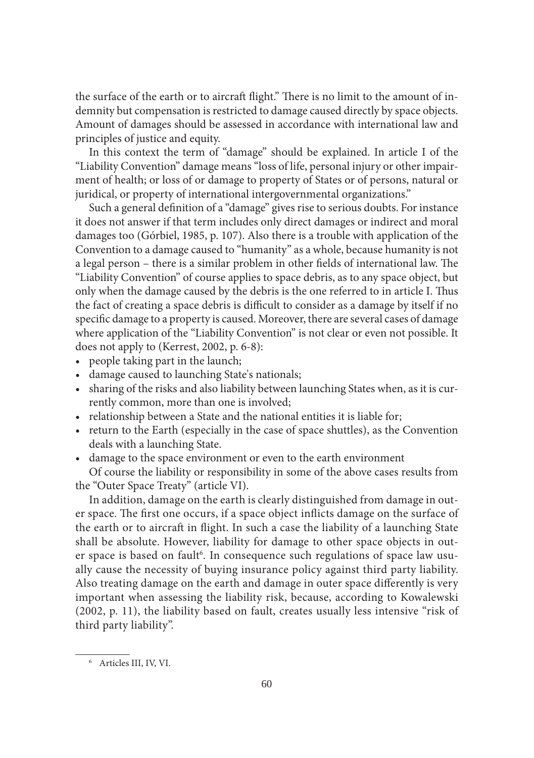the surface of the earth or to aircraft flight." There is no limit to the amount of indemnity but compensation is restricted to damage caused directly by space objects. Amount of damages should be assessed in accordance with international law and principles of justice and equity.

In this context the term of "damage" should be explained. In article I of the "Liability Convention" damage means "loss of life, personal injury or other impairment of health; or loss of or damage to property of States or of persons, natural or juridical, or property of international intergovernmental organizations."

Such a general definition of a "damage" gives rise to serious doubts. For instance it does not answer if that term includes only direct damages or indirect and moral damages too (Górbiel, 1985, p. 107). Also there is a trouble with application of the Convention to a damage caused to "humanity" as a whole, because humanity is not a legal person – there is a similar problem in other fields of international law. The "Liability Convention" of course applies to space debris, as to any space object, but only when the damage caused by the debris is the one referred to in article I. Thus the fact of creating a space debris is difficult to consider as a damage by itself if no specific damage to a property is caused. Moreover, there are several cases of damage where application of the "Liability Convention" is not clear or even not possible. It does not apply to (Kerrest, 2002, p. 6-8):

- people taking part in the launch;
- damage caused to launching State's nationals;
- sharing of the risks and also liability between launching States when, as it is currently common, more than one is involved;
- relationship between a State and the national entities it is liable for;
- return to the Earth (especially in the case of space shuttles), as the Convention deals with a launching State.
- damage to the space environment or even to the earth environment

Of course the liability or responsibility in some of the above cases results from the "Outer Space Treaty" (article VI).

In addition, damage on the earth is clearly distinguished from damage in outer space. The first one occurs, if a space object inflicts damage on the surface of the earth or to aircraft in flight. In such a case the liability of a launching State shall be absolute. However, liability for damage to other space objects in outer space is based on fault[6]. In consequence such regulations of space law usually cause the necessity of buying insurance policy against third party liability. Also treating damage on the earth and damage in outer space differently is very important when assessing the liability risk, because, according to Kowalewski (2002, p. 11), the liability based on fault, creates usually less intensive "risk of third party liability".

[6] Articles III, IV, VI.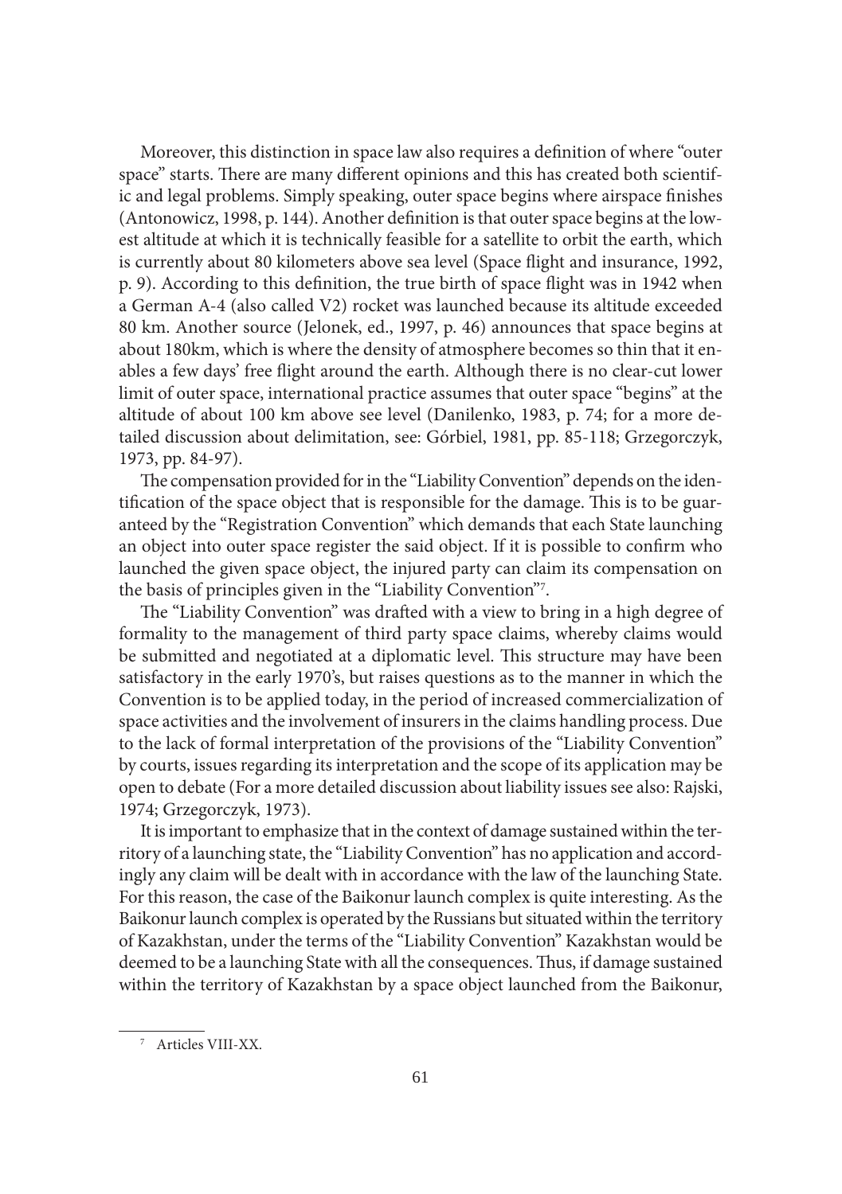Moreover, this distinction in space law also requires a definition of where "outer space" starts. There are many different opinions and this has created both scientific and legal problems. Simply speaking, outer space begins where airspace finishes (Antonowicz, 1998, p. 144). Another definition is that outer space begins at the lowest altitude at which it is technically feasible for a satellite to orbit the earth, which is currently about 80 kilometers above sea level (Space flight and insurance, 1992, p. 9). According to this definition, the true birth of space flight was in 1942 when a German A-4 (also called V2) rocket was launched because its altitude exceeded 80 km. Another source (Jelonek, ed., 1997, p. 46) announces that space begins at about 180km, which is where the density of atmosphere becomes so thin that it enables a few days' free flight around the earth. Although there is no clear-cut lower limit of outer space, international practice assumes that outer space "begins" at the altitude of about 100 km above see level (Danilenko, 1983, p. 74; for a more detailed discussion about delimitation, see: Górbiel, 1981, pp. 85-118; Grzegorczyk, 1973, pp. 84-97).

The compensation provided for in the "Liability Convention" depends on the identification of the space object that is responsible for the damage. This is to be guaranteed by the "Registration Convention" which demands that each State launching an object into outer space register the said object. If it is possible to confirm who launched the given space object, the injured party can claim its compensation on the basis of principles given in the "Liability Convention"[7].

The "Liability Convention" was drafted with a view to bring in a high degree of formality to the management of third party space claims, whereby claims would be submitted and negotiated at a diplomatic level. This structure may have been satisfactory in the early 1970's, but raises questions as to the manner in which the Convention is to be applied today, in the period of increased commercialization of space activities and the involvement of insurers in the claims handling process. Due to the lack of formal interpretation of the provisions of the "Liability Convention" by courts, issues regarding its interpretation and the scope of its application may be open to debate (For a more detailed discussion about liability issues see also: Rajski, 1974; Grzegorczyk, 1973).

It is important to emphasize that in the context of damage sustained within the territory of a launching state, the "Liability Convention" has no application and accordingly any claim will be dealt with in accordance with the law of the launching State. For this reason, the case of the Baikonur launch complex is quite interesting. As the Baikonur launch complex is operated by the Russians but situated within the territory of Kazakhstan, under the terms of the "Liability Convention" Kazakhstan would be deemed to be a launching State with all the consequences. Thus, if damage sustained within the territory of Kazakhstan by a space object launched from the Baikonur,

[7] Articles VIII-XX.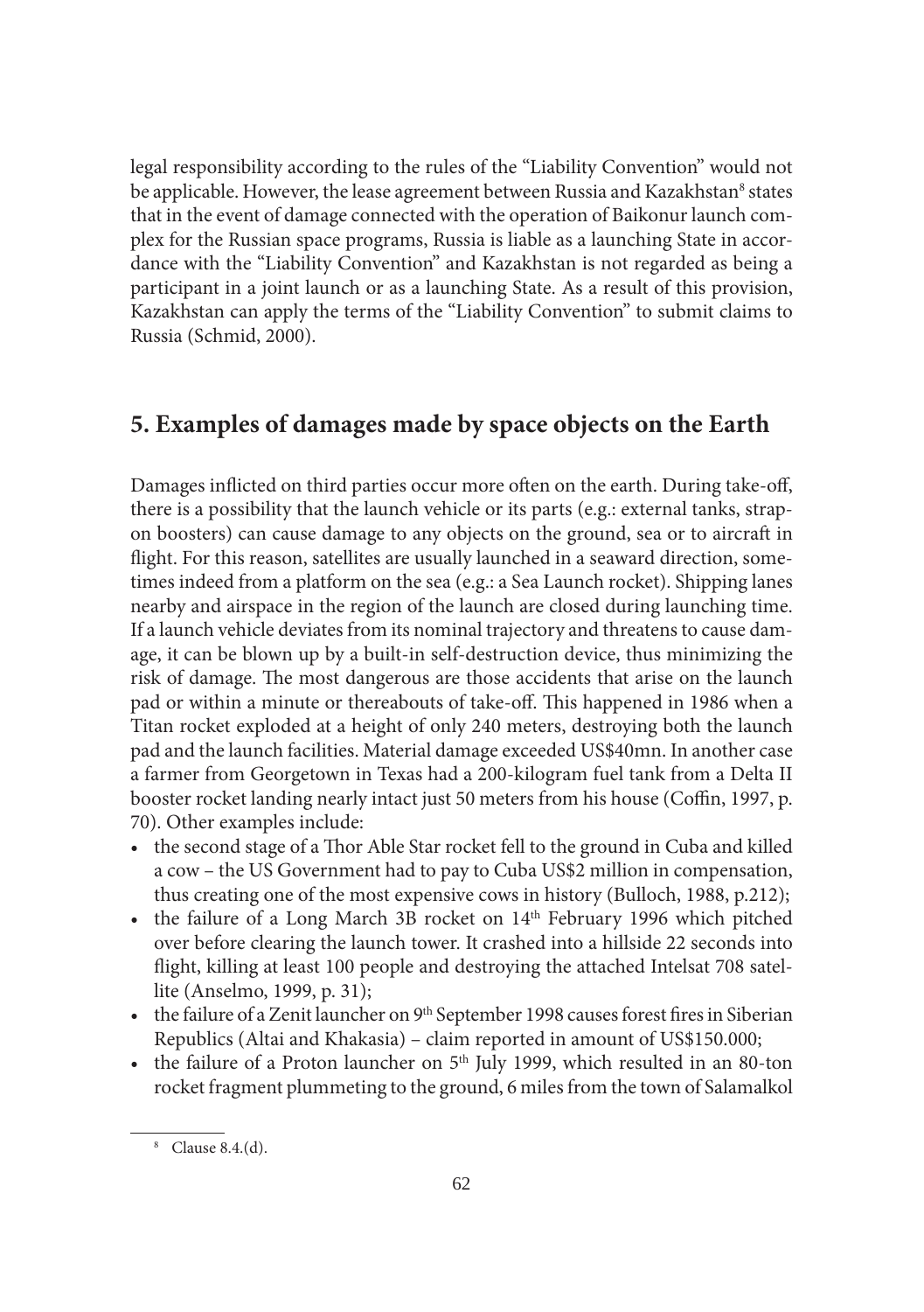legal responsibility according to the rules of the "Liability Convention" would not be applicable. However, the lease agreement between Russia and Kazakhstan[8] states that in the event of damage connected with the operation of Baikonur launch complex for the Russian space programs, Russia is liable as a launching State in accordance with the "Liability Convention" and Kazakhstan is not regarded as being a participant in a joint launch or as a launching State. As a result of this provision, Kazakhstan can apply the terms of the "Liability Convention" to submit claims to Russia (Schmid, 2000).

## 5. Examples of damages made by space objects on the Earth

Damages inflicted on third parties occur more often on the earth. During take-off, there is a possibility that the launch vehicle or its parts (e.g.: external tanks, strap-on boosters) can cause damage to any objects on the ground, sea or to aircraft in flight. For this reason, satellites are usually launched in a seaward direction, sometimes indeed from a platform on the sea (e.g.: a Sea Launch rocket). Shipping lanes nearby and airspace in the region of the launch are closed during launching time. If a launch vehicle deviates from its nominal trajectory and threatens to cause damage, it can be blown up by a built-in self-destruction device, thus minimizing the risk of damage. The most dangerous are those accidents that arise on the launch pad or within a minute or thereabouts of take-off. This happened in 1986 when a Titan rocket exploded at a height of only 240 meters, destroying both the launch pad and the launch facilities. Material damage exceeded US$40mn. In another case a farmer from Georgetown in Texas had a 200-kilogram fuel tank from a Delta II booster rocket landing nearly intact just 50 meters from his house (Coffin, 1997, p. 70). Other examples include:

- the second stage of a Thor Able Star rocket fell to the ground in Cuba and killed a cow – the US Government had to pay to Cuba US$2 million in compensation, thus creating one of the most expensive cows in history (Bulloch, 1988, p.212);
- the failure of a Long March 3B rocket on 14th February 1996 which pitched over before clearing the launch tower. It crashed into a hillside 22 seconds into flight, killing at least 100 people and destroying the attached Intelsat 708 satellite (Anselmo, 1999, p. 31);
- the failure of a Zenit launcher on 9th September 1998 causes forest fires in Siberian Republics (Altai and Khakasia) – claim reported in amount of US$150.000;
- the failure of a Proton launcher on 5th July 1999, which resulted in an 80-ton rocket fragment plummeting to the ground, 6 miles from the town of Salamalkol

[8] Clause 8.4.(d).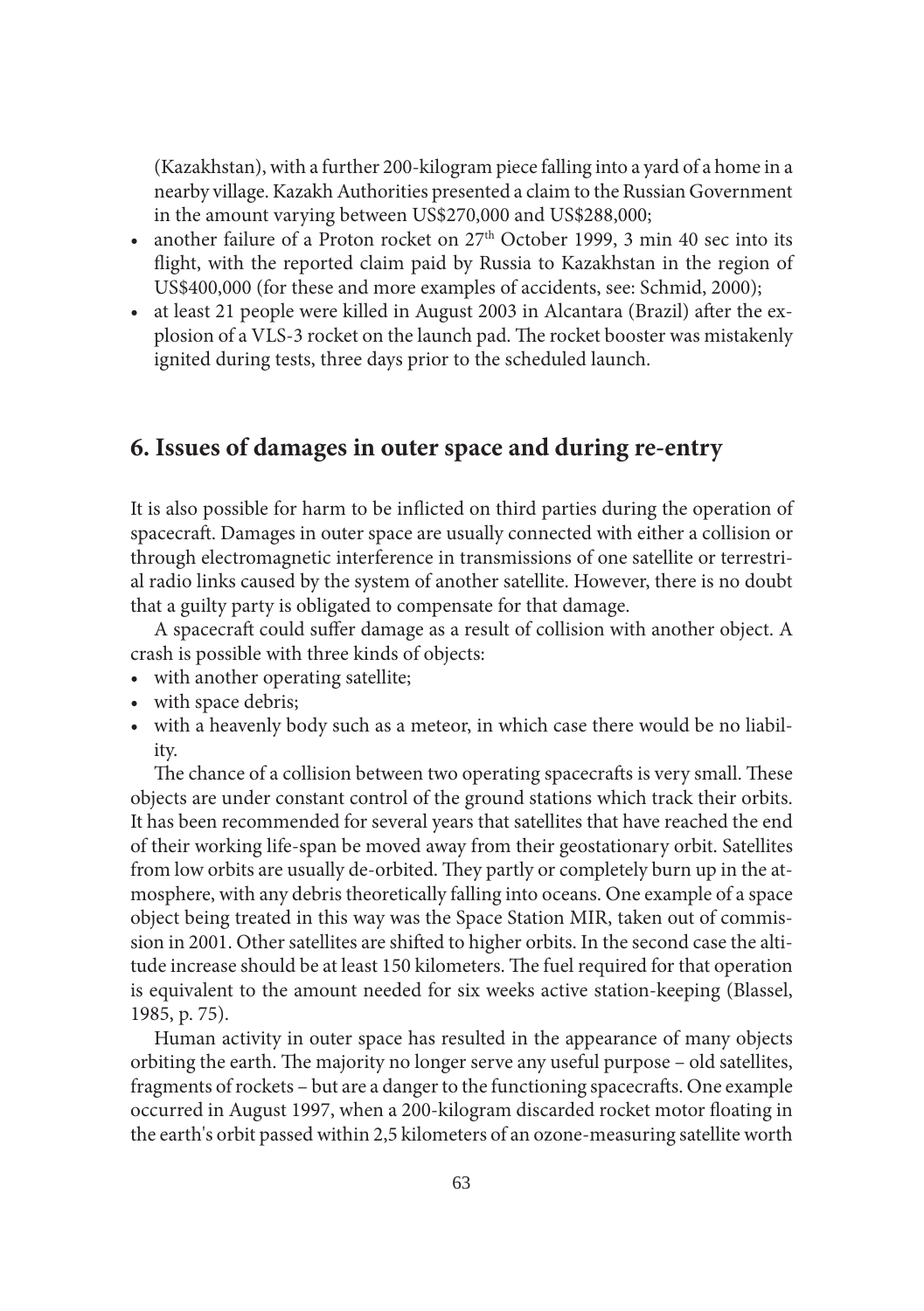(Kazakhstan), with a further 200-kilogram piece falling into a yard of a home in a nearby village. Kazakh Authorities presented a claim to the Russian Government in the amount varying between US$270,000 and US$288,000;

- another failure of a Proton rocket on 27th October 1999, 3 min 40 sec into its flight, with the reported claim paid by Russia to Kazakhstan in the region of US$400,000 (for these and more examples of accidents, see: Schmid, 2000);
- at least 21 people were killed in August 2003 in Alcantara (Brazil) after the explosion of a VLS-3 rocket on the launch pad. The rocket booster was mistakenly ignited during tests, three days prior to the scheduled launch.

## 6. Issues of damages in outer space and during re-entry

It is also possible for harm to be inflicted on third parties during the operation of spacecraft. Damages in outer space are usually connected with either a collision or through electromagnetic interference in transmissions of one satellite or terrestrial radio links caused by the system of another satellite. However, there is no doubt that a guilty party is obligated to compensate for that damage.

A spacecraft could suffer damage as a result of collision with another object. A crash is possible with three kinds of objects:

- with another operating satellite;
- with space debris;
- with a heavenly body such as a meteor, in which case there would be no liability.

The chance of a collision between two operating spacecrafts is very small. These objects are under constant control of the ground stations which track their orbits. It has been recommended for several years that satellites that have reached the end of their working life-span be moved away from their geostationary orbit. Satellites from low orbits are usually de-orbited. They partly or completely burn up in the atmosphere, with any debris theoretically falling into oceans. One example of a space object being treated in this way was the Space Station MIR, taken out of commission in 2001. Other satellites are shifted to higher orbits. In the second case the altitude increase should be at least 150 kilometers. The fuel required for that operation is equivalent to the amount needed for six weeks active station-keeping (Blassel, 1985, p. 75).

Human activity in outer space has resulted in the appearance of many objects orbiting the earth. The majority no longer serve any useful purpose – old satellites, fragments of rockets – but are a danger to the functioning spacecrafts. One example occurred in August 1997, when a 200-kilogram discarded rocket motor floating in the earth's orbit passed within 2,5 kilometers of an ozone-measuring satellite worth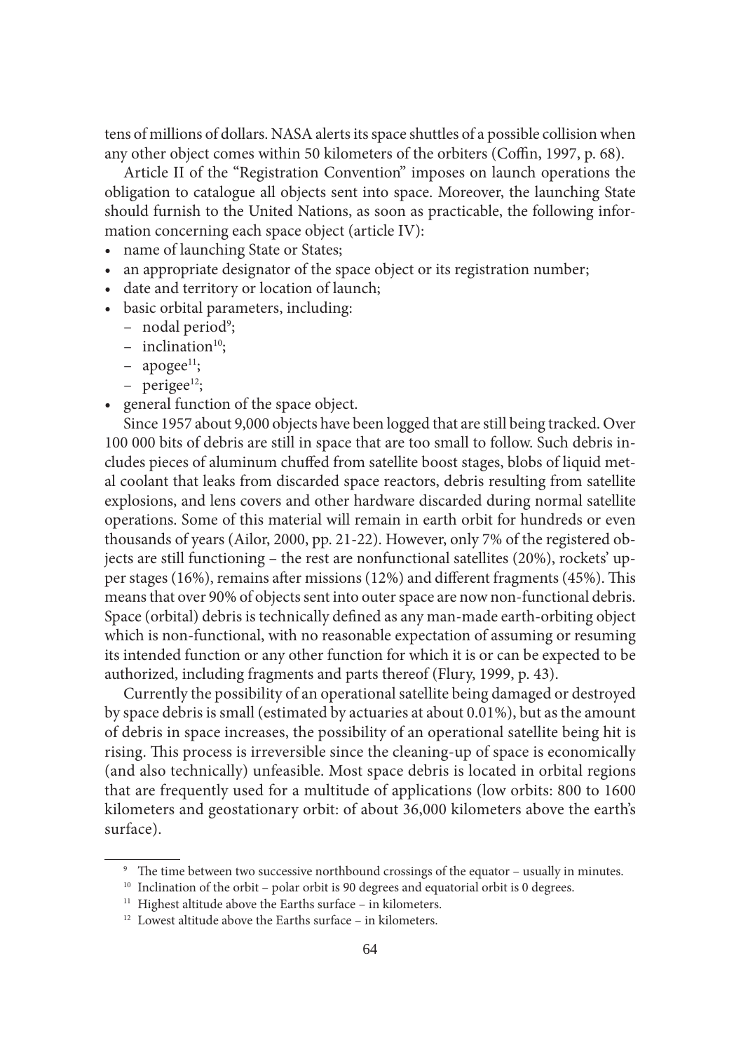tens of millions of dollars. NASA alerts its space shuttles of a possible collision when any other object comes within 50 kilometers of the orbiters (Coffin, 1997, p. 68).

Article II of the "Registration Convention" imposes on launch operations the obligation to catalogue all objects sent into space. Moreover, the launching State should furnish to the United Nations, as soon as practicable, the following information concerning each space object (article IV):

- name of launching State or States;
- an appropriate designator of the space object or its registration number;
- date and territory or location of launch;
- basic orbital parameters, including:
  - nodal period[9];
  - inclination[10];
  - apogee[11];
  - perigee[12];
- general function of the space object.

Since 1957 about 9,000 objects have been logged that are still being tracked. Over 100 000 bits of debris are still in space that are too small to follow. Such debris includes pieces of aluminum chuffed from satellite boost stages, blobs of liquid metal coolant that leaks from discarded space reactors, debris resulting from satellite explosions, and lens covers and other hardware discarded during normal satellite operations. Some of this material will remain in earth orbit for hundreds or even thousands of years (Ailor, 2000, pp. 21-22). However, only 7% of the registered objects are still functioning – the rest are nonfunctional satellites (20%), rockets' upper stages (16%), remains after missions (12%) and different fragments (45%). This means that over 90% of objects sent into outer space are now non-functional debris. Space (orbital) debris is technically defined as any man-made earth-orbiting object which is non-functional, with no reasonable expectation of assuming or resuming its intended function or any other function for which it is or can be expected to be authorized, including fragments and parts thereof (Flury, 1999, p. 43).

Currently the possibility of an operational satellite being damaged or destroyed by space debris is small (estimated by actuaries at about 0.01%), but as the amount of debris in space increases, the possibility of an operational satellite being hit is rising. This process is irreversible since the cleaning-up of space is economically (and also technically) unfeasible. Most space debris is located in orbital regions that are frequently used for a multitude of applications (low orbits: 800 to 1600 kilometers and geostationary orbit: of about 36,000 kilometers above the earth's surface).

---

[9] The time between two successive northbound crossings of the equator – usually in minutes.

[10] Inclination of the orbit – polar orbit is 90 degrees and equatorial orbit is 0 degrees.

[11] Highest altitude above the Earths surface – in kilometers.

[12] Lowest altitude above the Earths surface – in kilometers.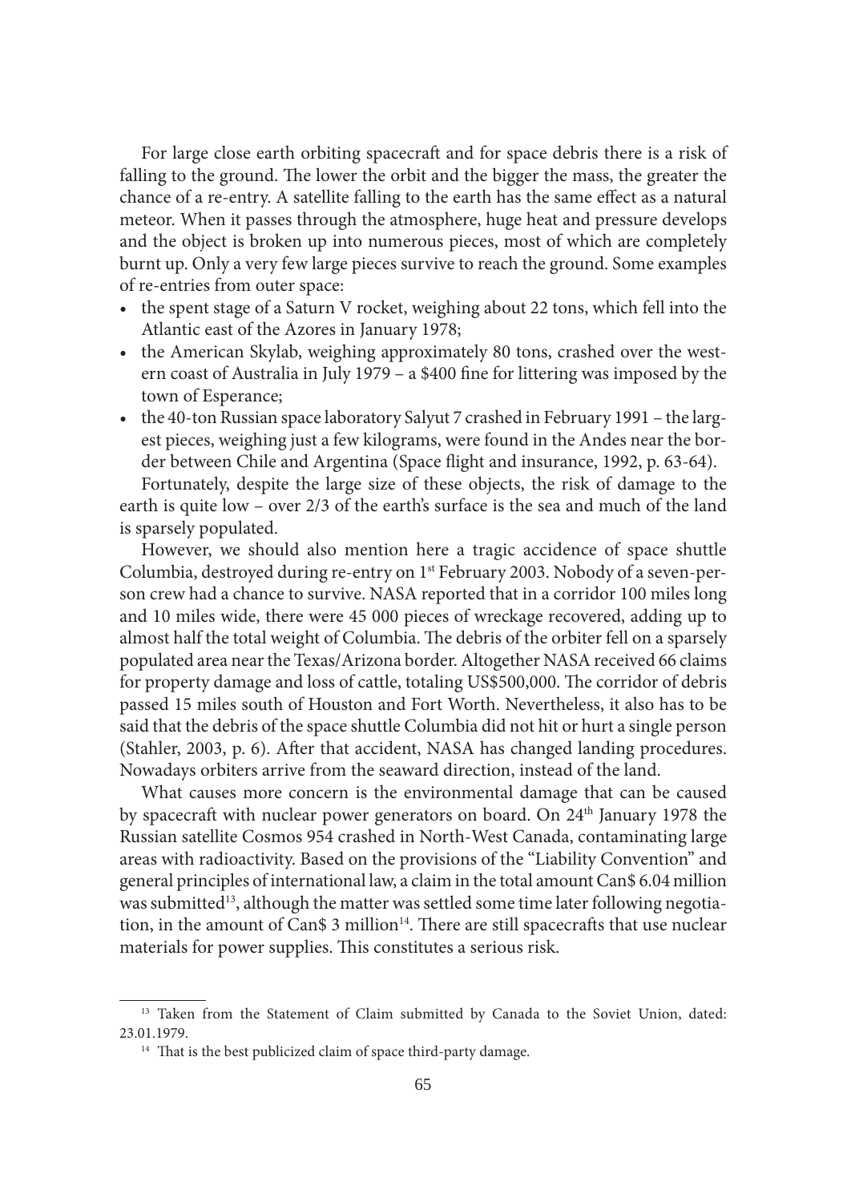For large close earth orbiting spacecraft and for space debris there is a risk of falling to the ground. The lower the orbit and the bigger the mass, the greater the chance of a re-entry. A satellite falling to the earth has the same effect as a natural meteor. When it passes through the atmosphere, huge heat and pressure develops and the object is broken up into numerous pieces, most of which are completely burnt up. Only a very few large pieces survive to reach the ground. Some examples of re-entries from outer space:

- the spent stage of a Saturn V rocket, weighing about 22 tons, which fell into the Atlantic east of the Azores in January 1978;
- the American Skylab, weighing approximately 80 tons, crashed over the western coast of Australia in July 1979 – a $400 fine for littering was imposed by the town of Esperance;
- the 40-ton Russian space laboratory Salyut 7 crashed in February 1991 – the largest pieces, weighing just a few kilograms, were found in the Andes near the border between Chile and Argentina (Space flight and insurance, 1992, p. 63-64).

Fortunately, despite the large size of these objects, the risk of damage to the earth is quite low – over 2/3 of the earth's surface is the sea and much of the land is sparsely populated.

However, we should also mention here a tragic accidence of space shuttle Columbia, destroyed during re-entry on 1st February 2003. Nobody of a seven-person crew had a chance to survive. NASA reported that in a corridor 100 miles long and 10 miles wide, there were 45 000 pieces of wreckage recovered, adding up to almost half the total weight of Columbia. The debris of the orbiter fell on a sparsely populated area near the Texas/Arizona border. Altogether NASA received 66 claims for property damage and loss of cattle, totaling US$500,000. The corridor of debris passed 15 miles south of Houston and Fort Worth. Nevertheless, it also has to be said that the debris of the space shuttle Columbia did not hit or hurt a single person (Stahler, 2003, p. 6). After that accident, NASA has changed landing procedures. Nowadays orbiters arrive from the seaward direction, instead of the land.

What causes more concern is the environmental damage that can be caused by spacecraft with nuclear power generators on board. On 24th January 1978 the Russian satellite Cosmos 954 crashed in North-West Canada, contaminating large areas with radioactivity. Based on the provisions of the "Liability Convention" and general principles of international law, a claim in the total amount Can$ 6.04 million was submitted[13], although the matter was settled some time later following negotiation, in the amount of Can$ 3 million[14]. There are still spacecrafts that use nuclear materials for power supplies. This constitutes a serious risk.

---

[13] Taken from the Statement of Claim submitted by Canada to the Soviet Union, dated: 23.01.1979.

[14] That is the best publicized claim of space third-party damage.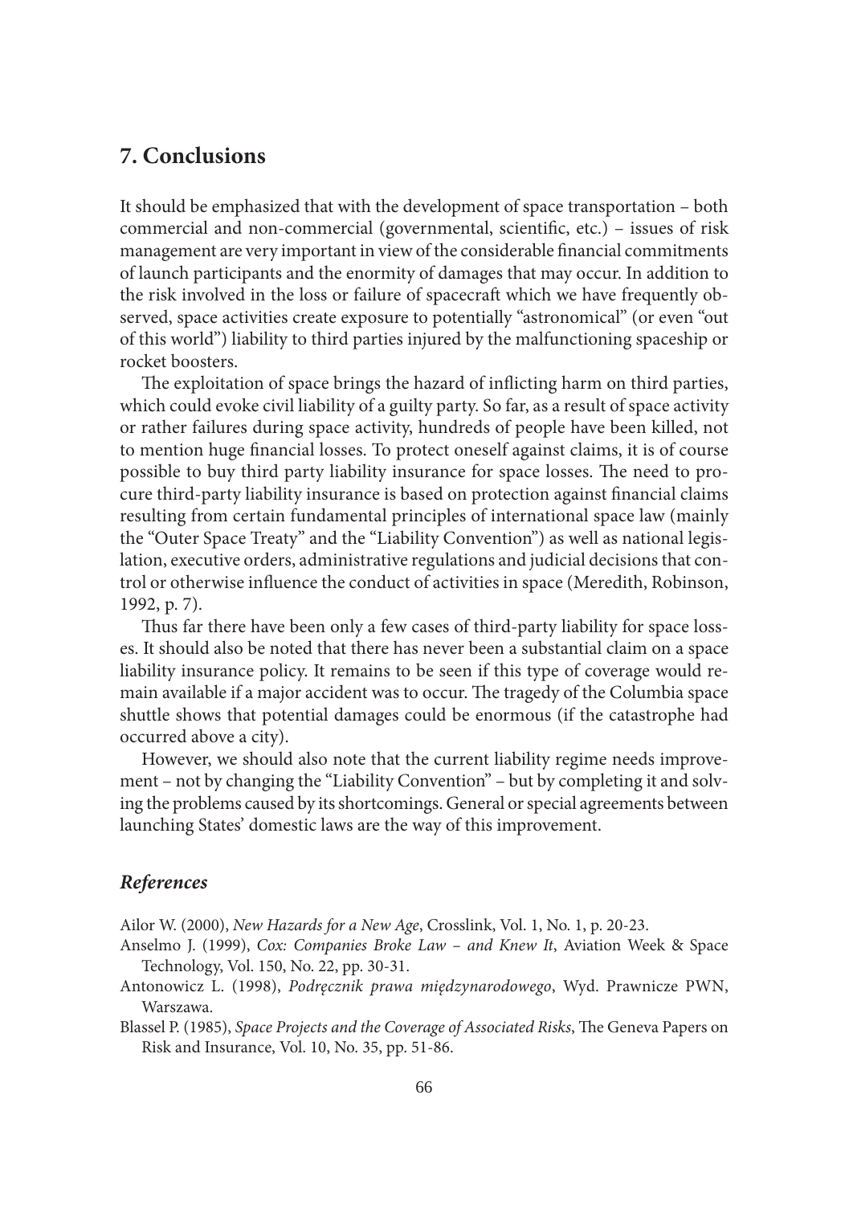## 7. Conclusions

It should be emphasized that with the development of space transportation – both commercial and non-commercial (governmental, scientific, etc.) – issues of risk management are very important in view of the considerable financial commitments of launch participants and the enormity of damages that may occur. In addition to the risk involved in the loss or failure of spacecraft which we have frequently observed, space activities create exposure to potentially "astronomical" (or even "out of this world") liability to third parties injured by the malfunctioning spaceship or rocket boosters.

The exploitation of space brings the hazard of inflicting harm on third parties, which could evoke civil liability of a guilty party. So far, as a result of space activity or rather failures during space activity, hundreds of people have been killed, not to mention huge financial losses. To protect oneself against claims, it is of course possible to buy third party liability insurance for space losses. The need to procure third-party liability insurance is based on protection against financial claims resulting from certain fundamental principles of international space law (mainly the "Outer Space Treaty" and the "Liability Convention") as well as national legislation, executive orders, administrative regulations and judicial decisions that control or otherwise influence the conduct of activities in space (Meredith, Robinson, 1992, p. 7).

Thus far there have been only a few cases of third-party liability for space losses. It should also be noted that there has never been a substantial claim on a space liability insurance policy. It remains to be seen if this type of coverage would remain available if a major accident was to occur. The tragedy of the Columbia space shuttle shows that potential damages could be enormous (if the catastrophe had occurred above a city).

However, we should also note that the current liability regime needs improvement – not by changing the "Liability Convention" – but by completing it and solving the problems caused by its shortcomings. General or special agreements between launching States' domestic laws are the way of this improvement.

### *References*

Ailor W. (2000), *New Hazards for a New Age*, Crosslink, Vol. 1, No. 1, p. 20-23.

Anselmo J. (1999), *Cox: Companies Broke Law – and Knew It*, Aviation Week & Space Technology, Vol. 150, No. 22, pp. 30-31.

Antonowicz L. (1998), *Podręcznik prawa międzynarodowego*, Wyd. Prawnicze PWN, Warszawa.

Blassel P. (1985), *Space Projects and the Coverage of Associated Risks*, The Geneva Papers on Risk and Insurance, Vol. 10, No. 35, pp. 51-86.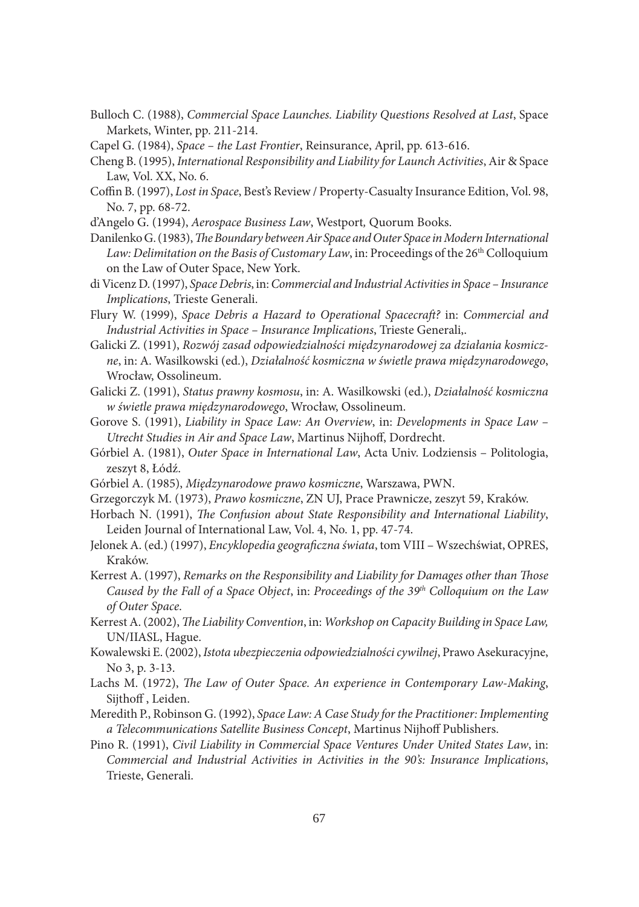Bulloch C. (1988), *Commercial Space Launches. Liability Questions Resolved at Last*, Space Markets, Winter, pp. 211-214.

Capel G. (1984), *Space – the Last Frontier*, Reinsurance, April, pp. 613-616.

Cheng B. (1995), *International Responsibility and Liability for Launch Activities*, Air & Space Law, Vol. XX, No. 6.

Coffin B. (1997), *Lost in Space*, Best's Review / Property-Casualty Insurance Edition, Vol. 98, No. 7, pp. 68-72.

d'Angelo G. (1994), *Aerospace Business Law*, Westport, Quorum Books.

Danilenko G. (1983), *The Boundary between Air Space and Outer Space in Modern International Law: Delimitation on the Basis of Customary Law*, in: Proceedings of the 26th Colloquium on the Law of Outer Space, New York.

di Vicenz D. (1997), *Space Debris*, in: *Commercial and Industrial Activities in Space – Insurance Implications*, Trieste Generali.

Flury W. (1999), *Space Debris a Hazard to Operational Spacecraft?* in: *Commercial and Industrial Activities in Space – Insurance Implications*, Trieste Generali,.

Galicki Z. (1991), *Rozwój zasad odpowiedzialności międzynarodowej za działania kosmiczne*, in: A. Wasilkowski (ed.), *Działalność kosmiczna w świetle prawa międzynarodowego*, Wrocław, Ossolineum.

Galicki Z. (1991), *Status prawny kosmosu*, in: A. Wasilkowski (ed.), *Działalność kosmiczna w świetle prawa międzynarodowego*, Wrocław, Ossolineum.

Gorove S. (1991), *Liability in Space Law: An Overview*, in: *Developments in Space Law – Utrecht Studies in Air and Space Law*, Martinus Nijhoff, Dordrecht.

Górbiel A. (1981), *Outer Space in International Law*, Acta Univ. Lodziensis – Politologia, zeszyt 8, Łódź.

Górbiel A. (1985), *Międzynarodowe prawo kosmiczne*, Warszawa, PWN.

Grzegorczyk M. (1973), *Prawo kosmiczne*, ZN UJ, Prace Prawnicze, zeszyt 59, Kraków.

Horbach N. (1991), *The Confusion about State Responsibility and International Liability*, Leiden Journal of International Law, Vol. 4, No. 1, pp. 47-74.

Jelonek A. (ed.) (1997), *Encyklopedia geograficzna świata*, tom VIII – Wszechświat, OPRES, Kraków.

Kerrest A. (1997), *Remarks on the Responsibility and Liability for Damages other than Those Caused by the Fall of a Space Object*, in: *Proceedings of the 39th Colloquium on the Law of Outer Space*.

Kerrest A. (2002), *The Liability Convention*, in: *Workshop on Capacity Building in Space Law,* UN/IIASL, Hague.

Kowalewski E. (2002), *Istota ubezpieczenia odpowiedzialności cywilnej*, Prawo Asekuracyjne, No 3, p. 3-13.

Lachs M. (1972), *The Law of Outer Space. An experience in Contemporary Law-Making*, Sijthoff , Leiden.

Meredith P., Robinson G. (1992), *Space Law: A Case Study for the Practitioner: Implementing a Telecommunications Satellite Business Concept*, Martinus Nijhoff Publishers.

Pino R. (1991), *Civil Liability in Commercial Space Ventures Under United States Law*, in: *Commercial and Industrial Activities in Activities in the 90's: Insurance Implications*, Trieste, Generali.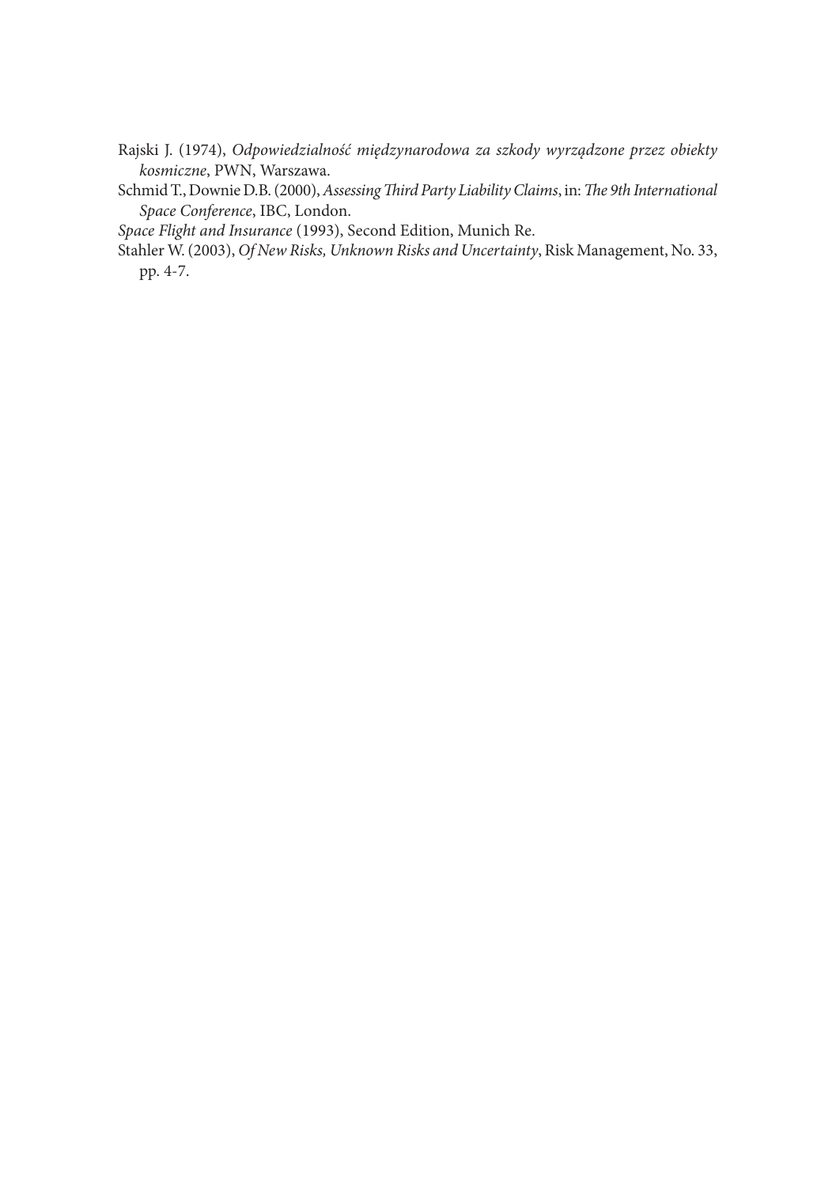Rajski J. (1974), *Odpowiedzialność międzynarodowa za szkody wyrządzone przez obiekty kosmiczne*, PWN, Warszawa.

Schmid T., Downie D.B. (2000), *Assessing Third Party Liability Claims*, in: *The 9th International Space Conference*, IBC, London.

*Space Flight and Insurance* (1993), Second Edition, Munich Re.

Stahler W. (2003), *Of New Risks, Unknown Risks and Uncertainty*, Risk Management, No. 33, pp. 4-7.